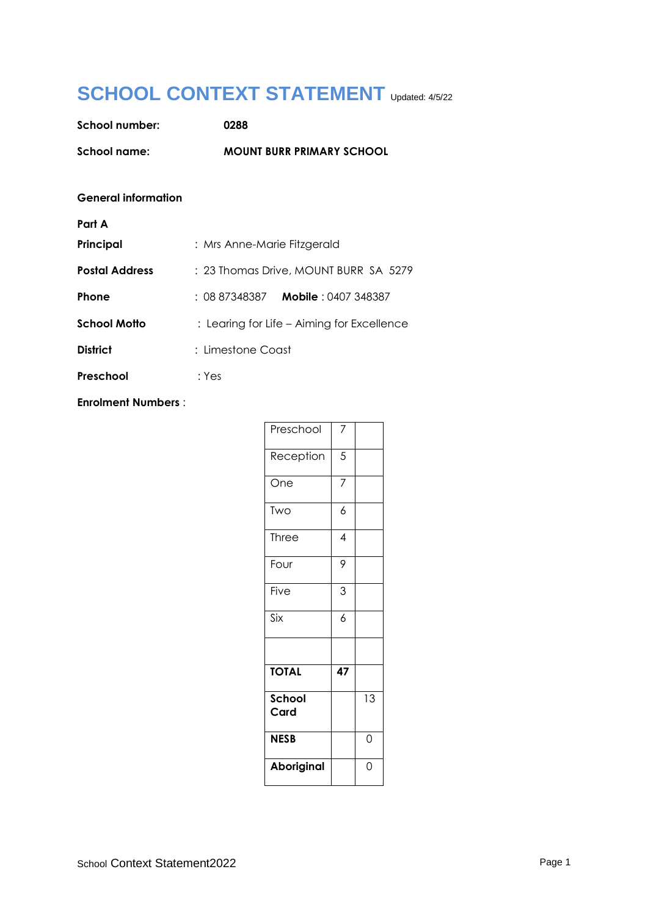# SCHOOL CONTEXT STATEMENT Updated: 4/5/22

**School number:** **0288**

**School name:** **MOUNT BURR PRIMARY SCHOOL**

**General information**

**Part A**

**Principal** : Mrs Anne-Marie Fitzgerald

**Postal Address** : 23 Thomas Drive, MOUNT BURR SA 5279

**Phone** : 08 87348387 **Mobile** : 0407 348387

**School Motto** : Learing for Life – Aiming for Excellence

**District** : Limestone Coast

**Preschool** : Yes

**Enrolment Numbers** :

| | | |
|---|---|---|
| Preschool | 7 | |
| Reception | 5 | |
| One | 7 | |
| Two | 6 | |
| Three | 4 | |
| Four | 9 | |
| Five | 3 | |
| Six | 6 | |
| | | |
| **TOTAL** | **47** | |
| **School Card** | | 13 |
| **NESB** | | 0 |
| **Aboriginal** | | 0 |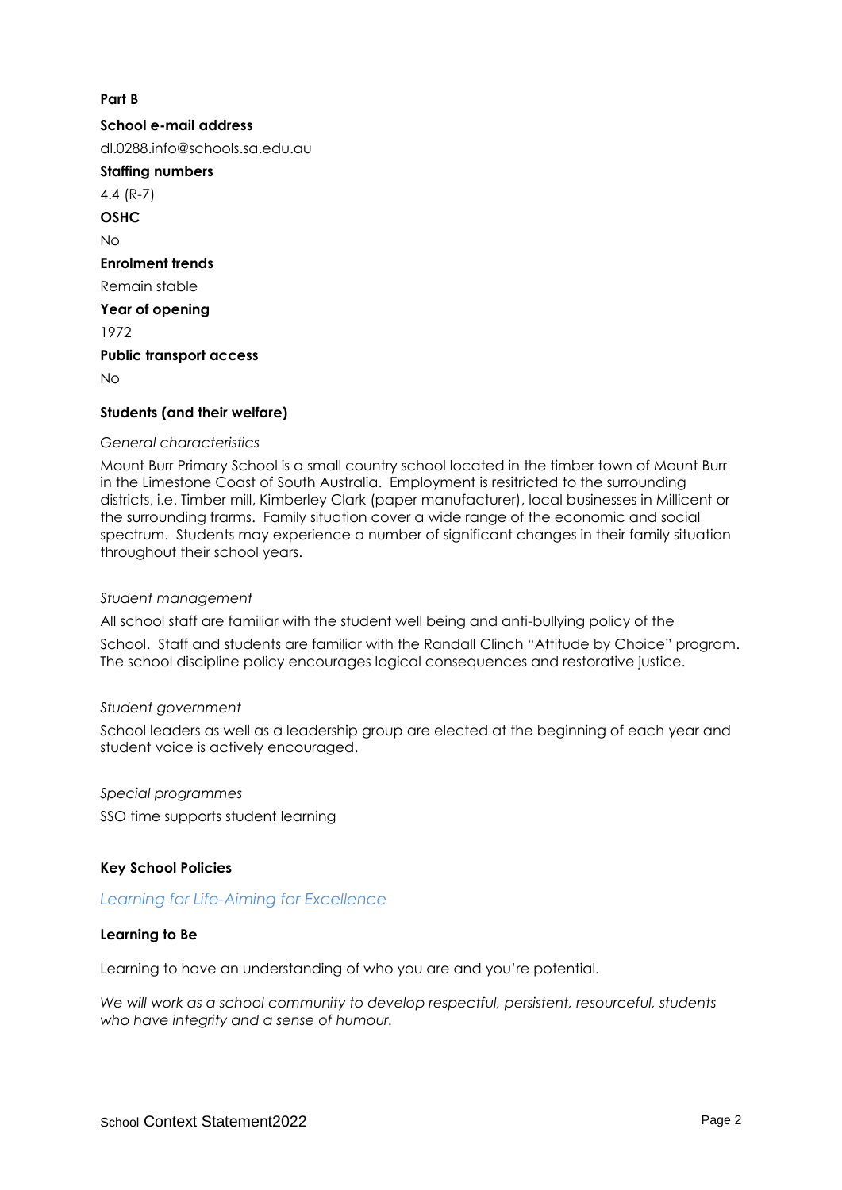**Part B**

**School e-mail address**

dl.0288.info@schools.sa.edu.au

**Staffing numbers**

4.4 (R-7)

**OSHC**

No

**Enrolment trends**

Remain stable

**Year of opening**

1972

**Public transport access**

No

**Students (and their welfare)**

*General characteristics*

Mount Burr Primary School is a small country school located in the timber town of Mount Burr in the Limestone Coast of South Australia. Employment is resitricted to the surrounding districts, i.e. Timber mill, Kimberley Clark (paper manufacturer), local businesses in Millicent or the surrounding frarms. Family situation cover a wide range of the economic and social spectrum. Students may experience a number of significant changes in their family situation throughout their school years.

*Student management*

All school staff are familiar with the student well being and anti-bullying policy of the School. Staff and students are familiar with the Randall Clinch "Attitude by Choice" program. The school discipline policy encourages logical consequences and restorative justice.

*Student government*

School leaders as well as a leadership group are elected at the beginning of each year and student voice is actively encouraged.

*Special programmes*

SSO time supports student learning

**Key School Policies**

*Learning for Life-Aiming for Excellence*

**Learning to Be**

Learning to have an understanding of who you are and you're potential.

*We will work as a school community to develop respectful, persistent, resourceful, students who have integrity and a sense of humour.*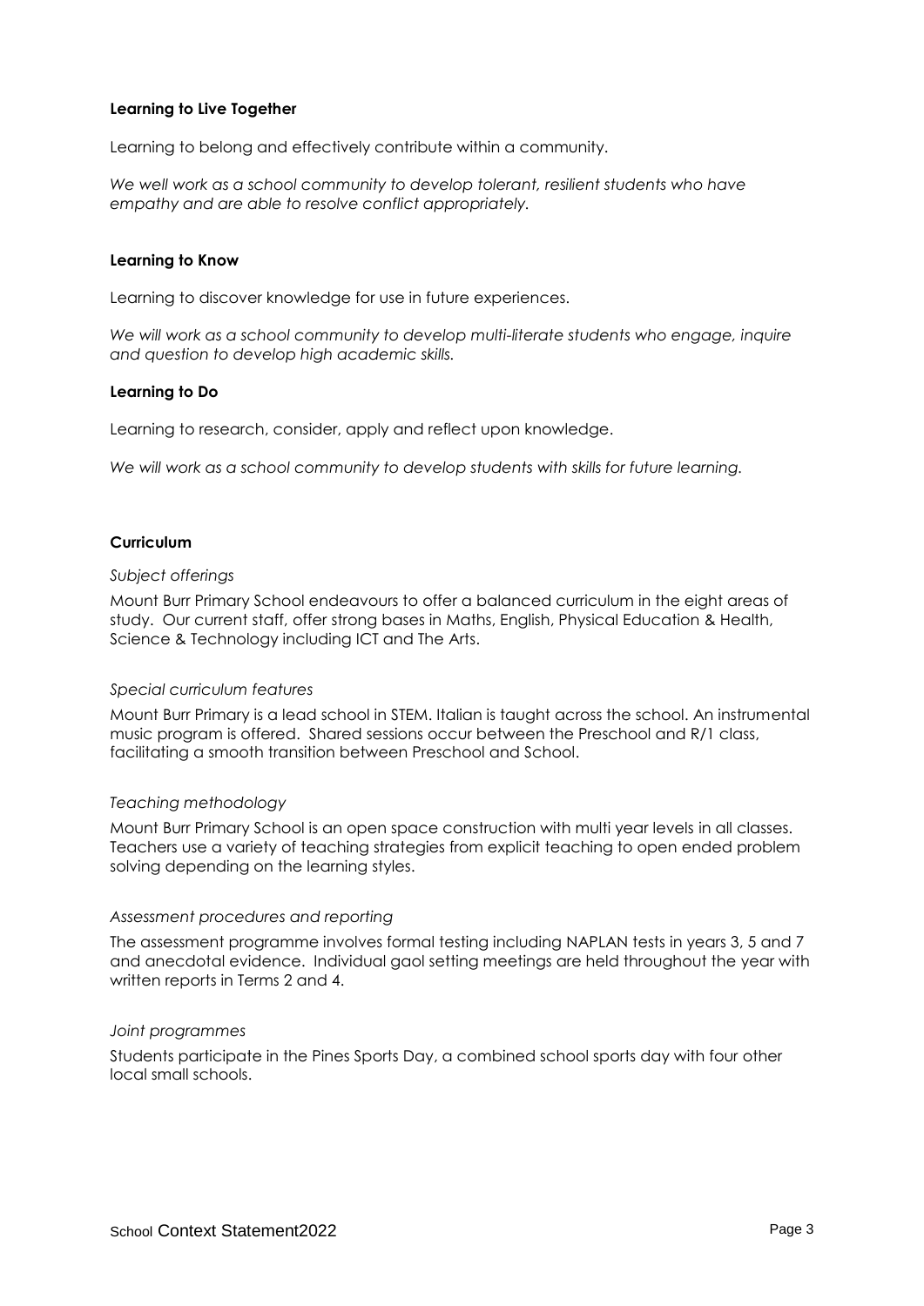**Learning to Live Together**

Learning to belong and effectively contribute within a community.

*We well work as a school community to develop tolerant, resilient students who have empathy and are able to resolve conflict appropriately.*

**Learning to Know**

Learning to discover knowledge for use in future experiences.

*We will work as a school community to develop multi-literate students who engage, inquire and question to develop high academic skills.*

**Learning to Do**

Learning to research, consider, apply and reflect upon knowledge.

*We will work as a school community to develop students with skills for future learning.*

**Curriculum**

*Subject offerings*

Mount Burr Primary School endeavours to offer a balanced curriculum in the eight areas of study. Our current staff, offer strong bases in Maths, English, Physical Education & Health, Science & Technology including ICT and The Arts.

*Special curriculum features*

Mount Burr Primary is a lead school in STEM. Italian is taught across the school. An instrumental music program is offered. Shared sessions occur between the Preschool and R/1 class, facilitating a smooth transition between Preschool and School.

*Teaching methodology*

Mount Burr Primary School is an open space construction with multi year levels in all classes. Teachers use a variety of teaching strategies from explicit teaching to open ended problem solving depending on the learning styles.

*Assessment procedures and reporting*

The assessment programme involves formal testing including NAPLAN tests in years 3, 5 and 7 and anecdotal evidence. Individual gaol setting meetings are held throughout the year with written reports in Terms 2 and 4.

*Joint programmes*

Students participate in the Pines Sports Day, a combined school sports day with four other local small schools.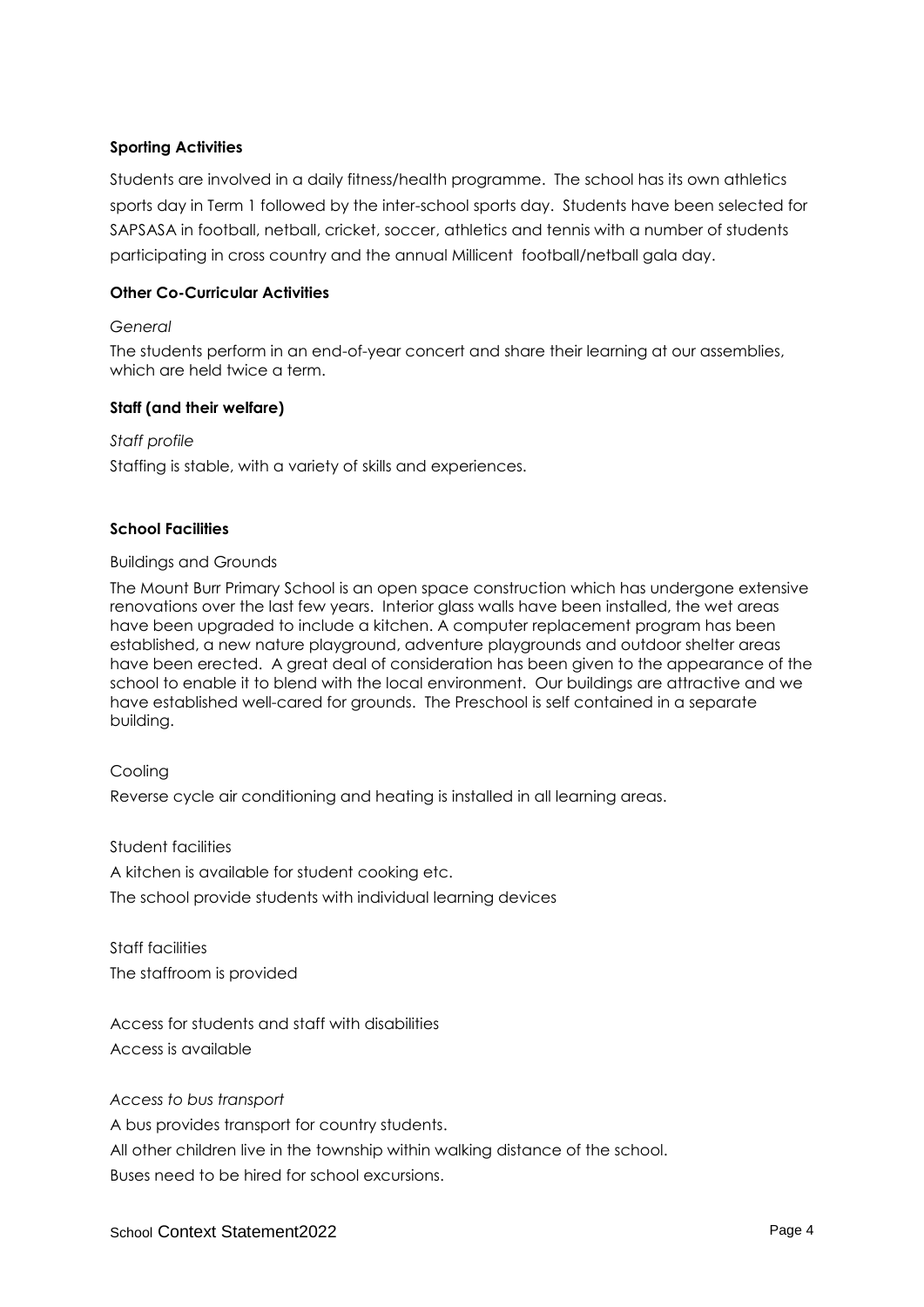**Sporting Activities**

Students are involved in a daily fitness/health programme. The school has its own athletics sports day in Term 1 followed by the inter-school sports day. Students have been selected for SAPSASA in football, netball, cricket, soccer, athletics and tennis with a number of students participating in cross country and the annual Millicent football/netball gala day.

**Other Co-Curricular Activities**

*General*

The students perform in an end-of-year concert and share their learning at our assemblies, which are held twice a term.

**Staff (and their welfare)**

*Staff profile*

Staffing is stable, with a variety of skills and experiences.

**School Facilities**

Buildings and Grounds

The Mount Burr Primary School is an open space construction which has undergone extensive renovations over the last few years. Interior glass walls have been installed, the wet areas have been upgraded to include a kitchen. A computer replacement program has been established, a new nature playground, adventure playgrounds and outdoor shelter areas have been erected. A great deal of consideration has been given to the appearance of the school to enable it to blend with the local environment. Our buildings are attractive and we have established well-cared for grounds. The Preschool is self contained in a separate building.

Cooling

Reverse cycle air conditioning and heating is installed in all learning areas.

Student facilities

A kitchen is available for student cooking etc.

The school provide students with individual learning devices

Staff facilities

The staffroom is provided

Access for students and staff with disabilities

Access is available

*Access to bus transport*

A bus provides transport for country students.

All other children live in the township within walking distance of the school.

Buses need to be hired for school excursions.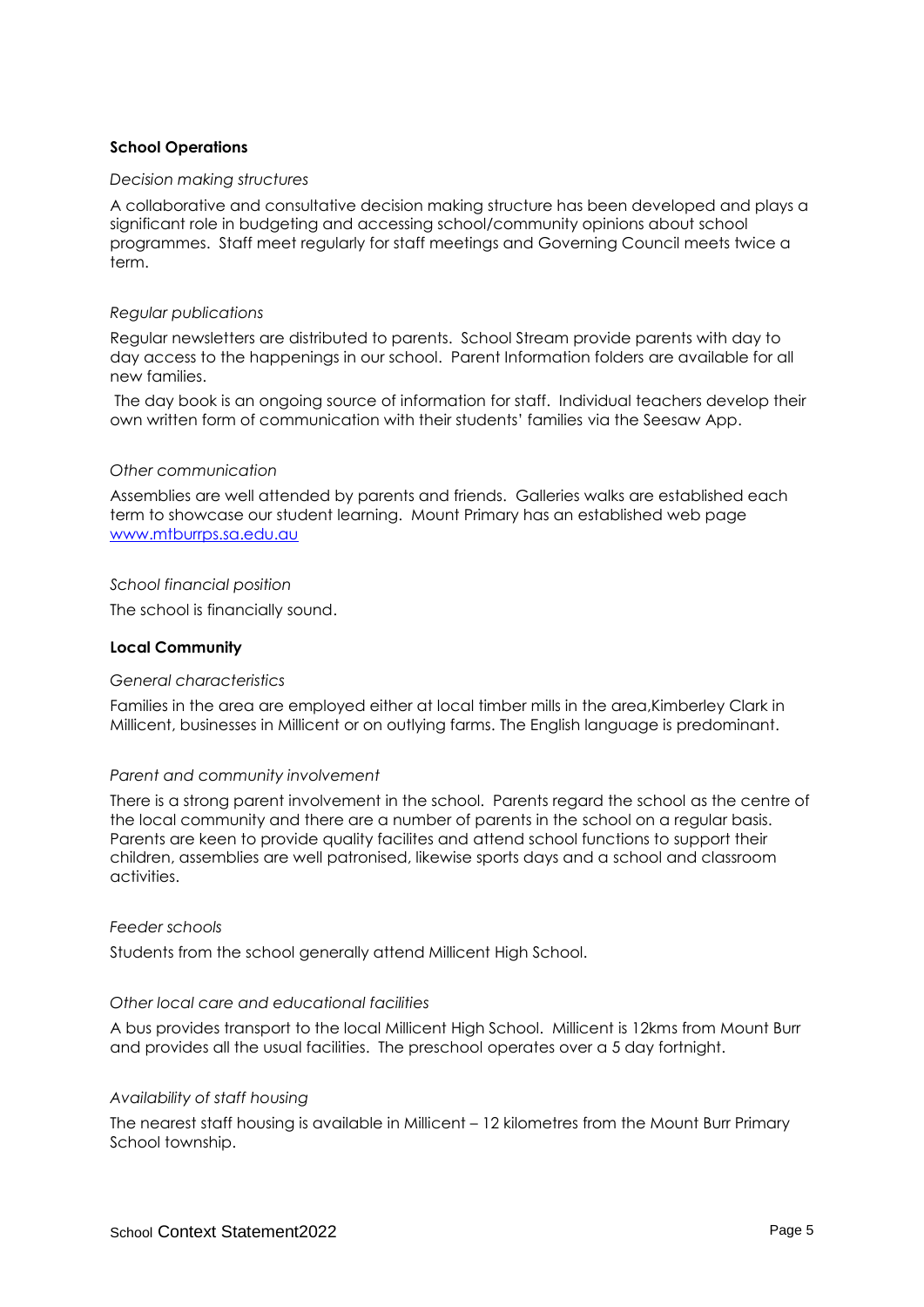**School Operations**

*Decision making structures*

A collaborative and consultative decision making structure has been developed and plays a significant role in budgeting and accessing school/community opinions about school programmes. Staff meet regularly for staff meetings and Governing Council meets twice a term.

*Regular publications*

Regular newsletters are distributed to parents. School Stream provide parents with day to day access to the happenings in our school. Parent Information folders are available for all new families.

The day book is an ongoing source of information for staff. Individual teachers develop their own written form of communication with their students' families via the Seesaw App.

*Other communication*

Assemblies are well attended by parents and friends. Galleries walks are established each term to showcase our student learning. Mount Primary has an established web page www.mtburrps.sa.edu.au

*School financial position*

The school is financially sound.

**Local Community**

*General characteristics*

Families in the area are employed either at local timber mills in the area,Kimberley Clark in Millicent, businesses in Millicent or on outlying farms. The English language is predominant.

*Parent and community involvement*

There is a strong parent involvement in the school. Parents regard the school as the centre of the local community and there are a number of parents in the school on a regular basis. Parents are keen to provide quality facilites and attend school functions to support their children, assemblies are well patronised, likewise sports days and a school and classroom activities.

*Feeder schools*

Students from the school generally attend Millicent High School.

*Other local care and educational facilities*

A bus provides transport to the local Millicent High School. Millicent is 12kms from Mount Burr and provides all the usual facilities. The preschool operates over a 5 day fortnight.

*Availability of staff housing*

The nearest staff housing is available in Millicent – 12 kilometres from the Mount Burr Primary School township.